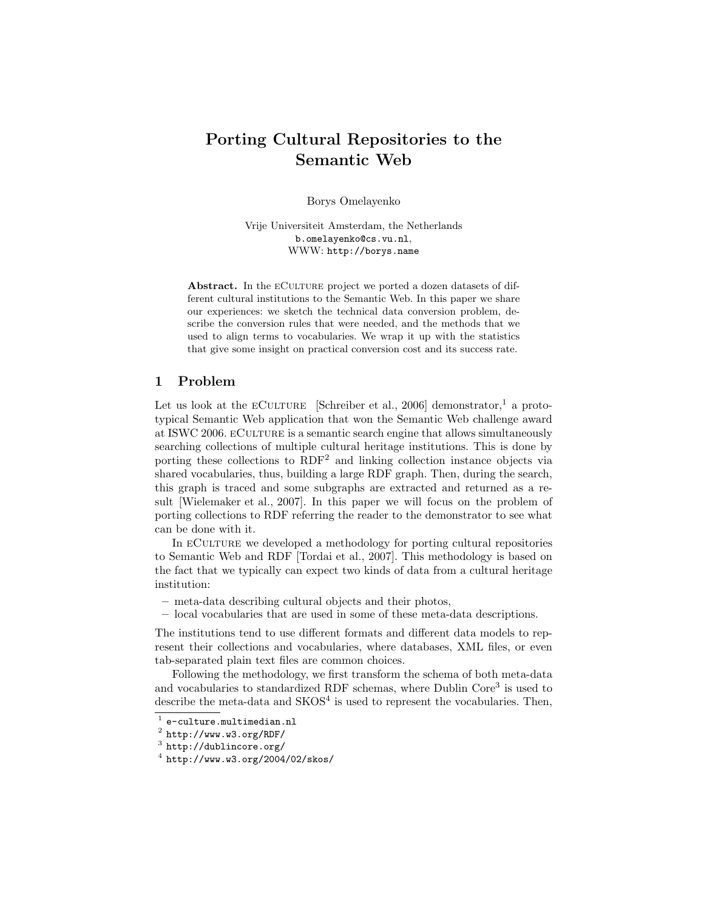# Porting Cultural Repositories to the Semantic Web

Borys Omelayenko

Vrije Universiteit Amsterdam, the Netherlands
b.omelayenko@cs.vu.nl,
WWW: http://borys.name

**Abstract.** In the eCulture project we ported a dozen datasets of different cultural institutions to the Semantic Web. In this paper we share our experiences: we sketch the technical data conversion problem, describe the conversion rules that were needed, and the methods that we used to align terms to vocabularies. We wrap it up with the statistics that give some insight on practical conversion cost and its success rate.

## 1 Problem

Let us look at the eCulture [Schreiber et al., 2006] demonstrator,[1] a prototypical Semantic Web application that won the Semantic Web challenge award at ISWC 2006. eCulture is a semantic search engine that allows simultaneously searching collections of multiple cultural heritage institutions. This is done by porting these collections to RDF[2] and linking collection instance objects via shared vocabularies, thus, building a large RDF graph. Then, during the search, this graph is traced and some subgraphs are extracted and returned as a result [Wielemaker et al., 2007]. In this paper we will focus on the problem of porting collections to RDF referring the reader to the demonstrator to see what can be done with it.

In eCulture we developed a methodology for porting cultural repositories to Semantic Web and RDF [Tordai et al., 2007]. This methodology is based on the fact that we typically can expect two kinds of data from a cultural heritage institution:

- meta-data describing cultural objects and their photos,
- local vocabularies that are used in some of these meta-data descriptions.

The institutions tend to use different formats and different data models to represent their collections and vocabularies, where databases, XML files, or even tab-separated plain text files are common choices.

Following the methodology, we first transform the schema of both meta-data and vocabularies to standardized RDF schemas, where Dublin Core[3] is used to describe the meta-data and SKOS[4] is used to represent the vocabularies. Then,

[1] e-culture.multimedian.nl
[2] http://www.w3.org/RDF/
[3] http://dublincore.org/
[4] http://www.w3.org/2004/02/skos/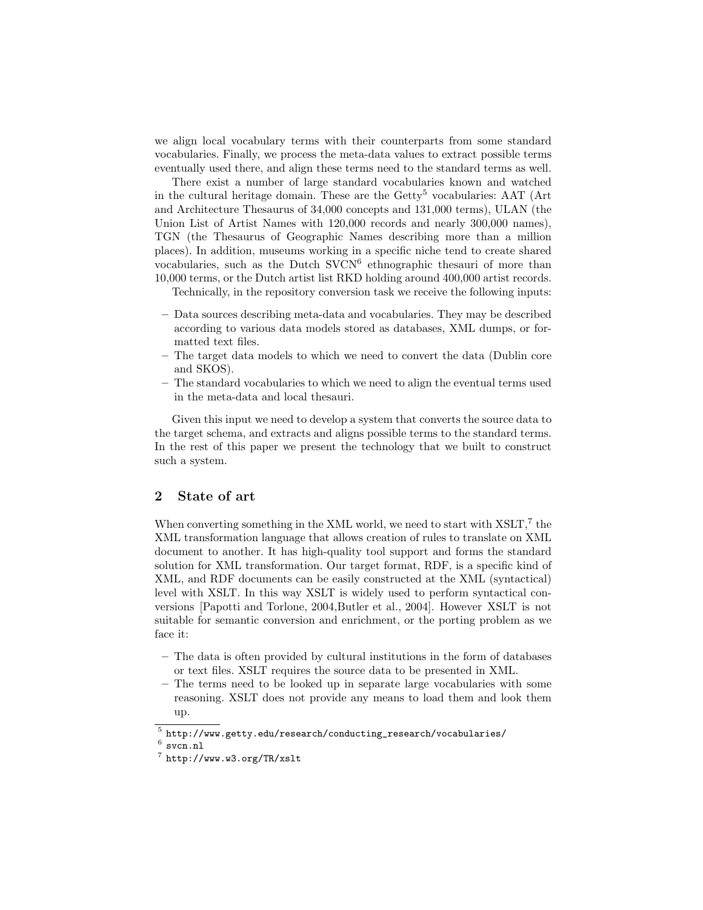we align local vocabulary terms with their counterparts from some standard vocabularies. Finally, we process the meta-data values to extract possible terms eventually used there, and align these terms need to the standard terms as well.

There exist a number of large standard vocabularies known and watched in the cultural heritage domain. These are the Getty[5] vocabularies: AAT (Art and Architecture Thesaurus of 34,000 concepts and 131,000 terms), ULAN (the Union List of Artist Names with 120,000 records and nearly 300,000 names), TGN (the Thesaurus of Geographic Names describing more than a million places). In addition, museums working in a specific niche tend to create shared vocabularies, such as the Dutch SVCN[6] ethnographic thesauri of more than 10,000 terms, or the Dutch artist list RKD holding around 400,000 artist records.

Technically, in the repository conversion task we receive the following inputs:

- Data sources describing meta-data and vocabularies. They may be described according to various data models stored as databases, XML dumps, or formatted text files.
- The target data models to which we need to convert the data (Dublin core and SKOS).
- The standard vocabularies to which we need to align the eventual terms used in the meta-data and local thesauri.

Given this input we need to develop a system that converts the source data to the target schema, and extracts and aligns possible terms to the standard terms. In the rest of this paper we present the technology that we built to construct such a system.

## 2 State of art

When converting something in the XML world, we need to start with XSLT,[7] the XML transformation language that allows creation of rules to translate on XML document to another. It has high-quality tool support and forms the standard solution for XML transformation. Our target format, RDF, is a specific kind of XML, and RDF documents can be easily constructed at the XML (syntactical) level with XSLT. In this way XSLT is widely used to perform syntactical conversions [Papotti and Torlone, 2004,Butler et al., 2004]. However XSLT is not suitable for semantic conversion and enrichment, or the porting problem as we face it:

- The data is often provided by cultural institutions in the form of databases or text files. XSLT requires the source data to be presented in XML.
- The terms need to be looked up in separate large vocabularies with some reasoning. XSLT does not provide any means to load them and look them up.

[5] http://www.getty.edu/research/conducting_research/vocabularies/

[6] svcn.nl

[7] http://www.w3.org/TR/xslt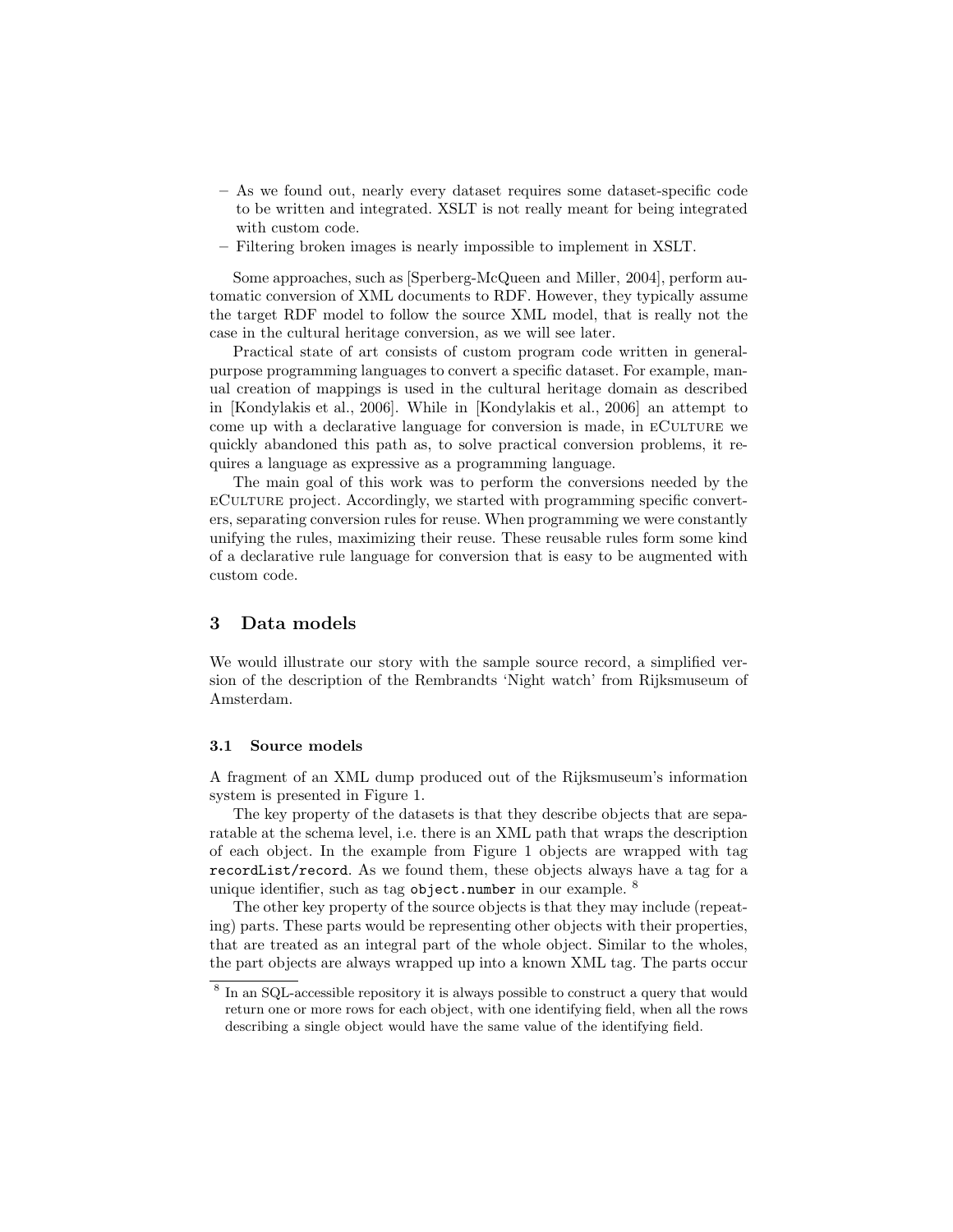- As we found out, nearly every dataset requires some dataset-specific code to be written and integrated. XSLT is not really meant for being integrated with custom code.
- Filtering broken images is nearly impossible to implement in XSLT.

Some approaches, such as [Sperberg-McQueen and Miller, 2004], perform automatic conversion of XML documents to RDF. However, they typically assume the target RDF model to follow the source XML model, that is really not the case in the cultural heritage conversion, as we will see later.

Practical state of art consists of custom program code written in general-purpose programming languages to convert a specific dataset. For example, manual creation of mappings is used in the cultural heritage domain as described in [Kondylakis et al., 2006]. While in [Kondylakis et al., 2006] an attempt to come up with a declarative language for conversion is made, in eCulture we quickly abandoned this path as, to solve practical conversion problems, it requires a language as expressive as a programming language.

The main goal of this work was to perform the conversions needed by the eCulture project. Accordingly, we started with programming specific converters, separating conversion rules for reuse. When programming we were constantly unifying the rules, maximizing their reuse. These reusable rules form some kind of a declarative rule language for conversion that is easy to be augmented with custom code.

## 3 Data models

We would illustrate our story with the sample source record, a simplified version of the description of the Rembrandts 'Night watch' from Rijksmuseum of Amsterdam.

### 3.1 Source models

A fragment of an XML dump produced out of the Rijksmuseum's information system is presented in Figure 1.

The key property of the datasets is that they describe objects that are separatable at the schema level, i.e. there is an XML path that wraps the description of each object. In the example from Figure 1 objects are wrapped with tag `recordList/record`. As we found them, these objects always have a tag for a unique identifier, such as tag `object.number` in our example. [8]

The other key property of the source objects is that they may include (repeating) parts. These parts would be representing other objects with their properties, that are treated as an integral part of the whole object. Similar to the wholes, the part objects are always wrapped up into a known XML tag. The parts occur

[8] In an SQL-accessible repository it is always possible to construct a query that would return one or more rows for each object, with one identifying field, when all the rows describing a single object would have the same value of the identifying field.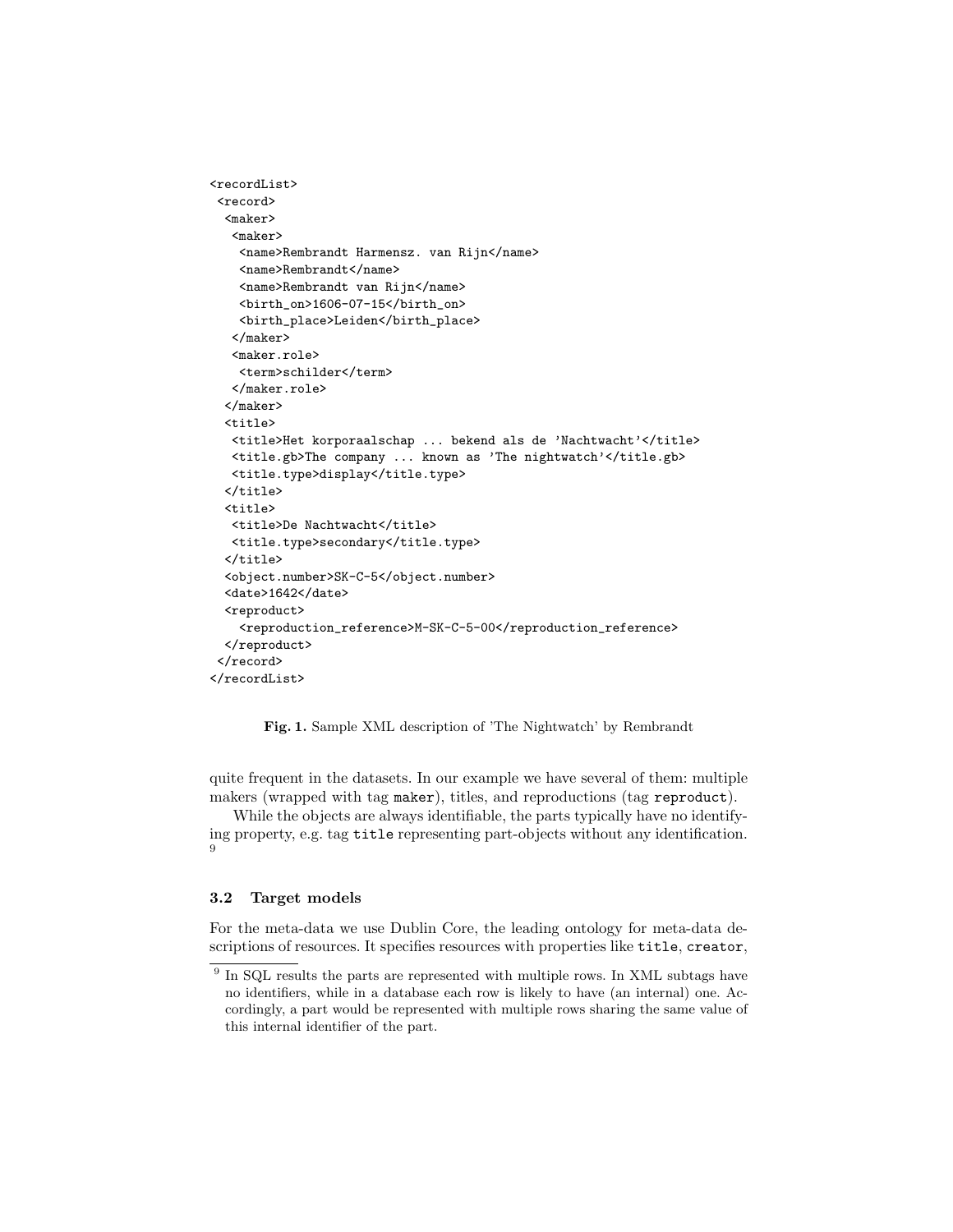```
<recordList>
 <record>
  <maker>
   <maker>
    <name>Rembrandt Harmensz. van Rijn</name>
    <name>Rembrandt</name>
    <name>Rembrandt van Rijn</name>
    <birth_on>1606-07-15</birth_on>
    <birth_place>Leiden</birth_place>
   </maker>
   <maker.role>
    <term>schilder</term>
   </maker.role>
  </maker>
  <title>
   <title>Het korporaalschap ... bekend als de 'Nachtwacht'</title>
   <title.gb>The company ... known as 'The nightwatch'</title.gb>
   <title.type>display</title.type>
  </title>
  <title>
   <title>De Nachtwacht</title>
   <title.type>secondary</title.type>
  </title>
  <object.number>SK-C-5</object.number>
  <date>1642</date>
  <reproduct>
    <reproduction_reference>M-SK-C-5-00</reproduction_reference>
  </reproduct>
 </record>
</recordList>
```

**Fig. 1.** Sample XML description of 'The Nightwatch' by Rembrandt

quite frequent in the datasets. In our example we have several of them: multiple makers (wrapped with tag `maker`), titles, and reproductions (tag `reproduct`).

While the objects are always identifiable, the parts typically have no identifying property, e.g. tag `title` representing part-objects without any identification. [9]

### 3.2 Target models

For the meta-data we use Dublin Core, the leading ontology for meta-data descriptions of resources. It specifies resources with properties like `title`, `creator`,

[9] In SQL results the parts are represented with multiple rows. In XML subtags have no identifiers, while in a database each row is likely to have (an internal) one. Accordingly, a part would be represented with multiple rows sharing the same value of this internal identifier of the part.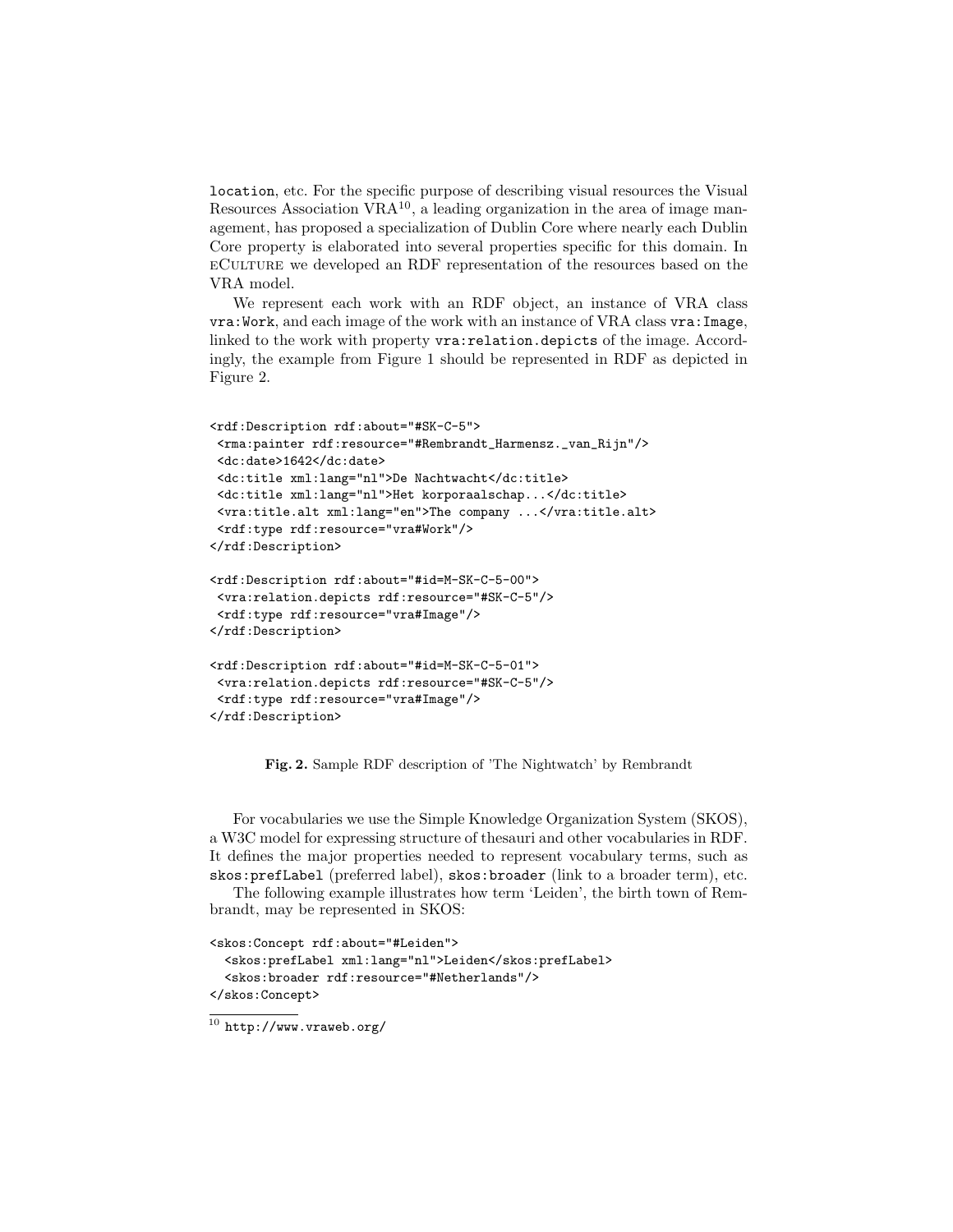`location`, etc. For the specific purpose of describing visual resources the Visual Resources Association VRA[10], a leading organization in the area of image management, has proposed a specialization of Dublin Core where nearly each Dublin Core property is elaborated into several properties specific for this domain. In eCulture we developed an RDF representation of the resources based on the VRA model.

We represent each work with an RDF object, an instance of VRA class `vra:Work`, and each image of the work with an instance of VRA class `vra:Image`, linked to the work with property `vra:relation.depicts` of the image. Accordingly, the example from Figure 1 should be represented in RDF as depicted in Figure 2.

```
<rdf:Description rdf:about="#SK-C-5">
 <rma:painter rdf:resource="#Rembrandt_Harmensz._van_Rijn"/>
 <dc:date>1642</dc:date>
 <dc:title xml:lang="nl">De Nachtwacht</dc:title>
 <dc:title xml:lang="nl">Het korporaalschap...</dc:title>
 <vra:title.alt xml:lang="en">The company ...</vra:title.alt>
 <rdf:type rdf:resource="vra#Work"/>
</rdf:Description>

<rdf:Description rdf:about="#id=M-SK-C-5-00">
 <vra:relation.depicts rdf:resource="#SK-C-5"/>
 <rdf:type rdf:resource="vra#Image"/>
</rdf:Description>

<rdf:Description rdf:about="#id=M-SK-C-5-01">
 <vra:relation.depicts rdf:resource="#SK-C-5"/>
 <rdf:type rdf:resource="vra#Image"/>
</rdf:Description>
```

**Fig. 2.** Sample RDF description of 'The Nightwatch' by Rembrandt

For vocabularies we use the Simple Knowledge Organization System (SKOS), a W3C model for expressing structure of thesauri and other vocabularies in RDF. It defines the major properties needed to represent vocabulary terms, such as `skos:prefLabel` (preferred label), `skos:broader` (link to a broader term), etc.

The following example illustrates how term 'Leiden', the birth town of Rembrandt, may be represented in SKOS:

```
<skos:Concept rdf:about="#Leiden">
  <skos:prefLabel xml:lang="nl">Leiden</skos:prefLabel>
  <skos:broader rdf:resource="#Netherlands"/>
</skos:Concept>
```

[10] `http://www.vraweb.org/`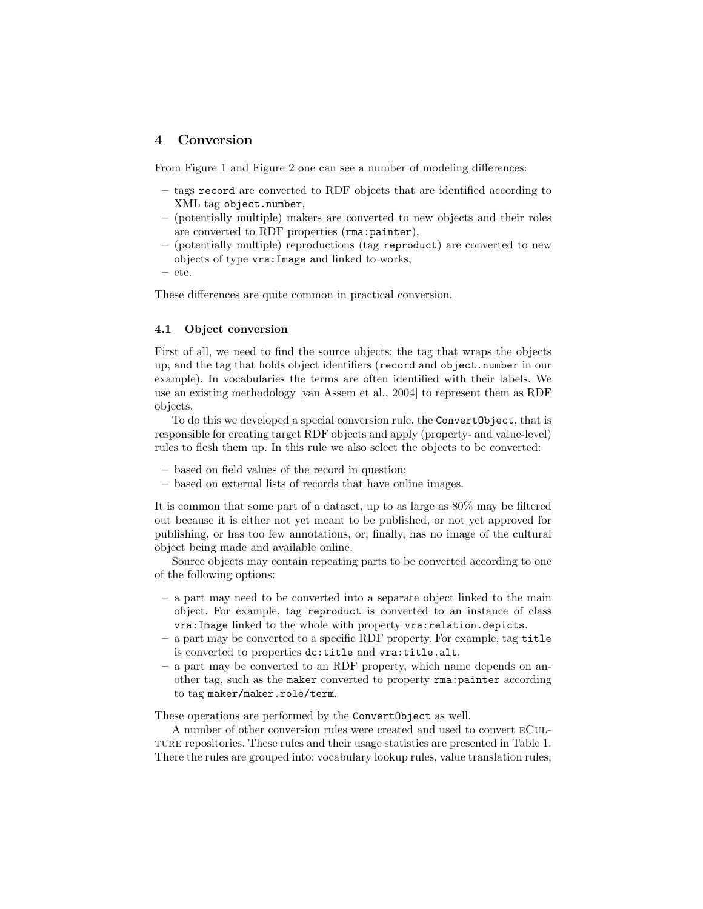## 4 Conversion

From Figure 1 and Figure 2 one can see a number of modeling differences:

- tags `record` are converted to RDF objects that are identified according to XML tag `object.number`,
- (potentially multiple) makers are converted to new objects and their roles are converted to RDF properties (`rma:painter`),
- (potentially multiple) reproductions (tag `reproduct`) are converted to new objects of type `vra:Image` and linked to works,
- etc.

These differences are quite common in practical conversion.

### 4.1 Object conversion

First of all, we need to find the source objects: the tag that wraps the objects up, and the tag that holds object identifiers (`record` and `object.number` in our example). In vocabularies the terms are often identified with their labels. We use an existing methodology [van Assem et al., 2004] to represent them as RDF objects.

To do this we developed a special conversion rule, the `ConvertObject`, that is responsible for creating target RDF objects and apply (property- and value-level) rules to flesh them up. In this rule we also select the objects to be converted:

- based on field values of the record in question;
- based on external lists of records that have online images.

It is common that some part of a dataset, up to as large as 80% may be filtered out because it is either not yet meant to be published, or not yet approved for publishing, or has too few annotations, or, finally, has no image of the cultural object being made and available online.

Source objects may contain repeating parts to be converted according to one of the following options:

- a part may need to be converted into a separate object linked to the main object. For example, tag `reproduct` is converted to an instance of class `vra:Image` linked to the whole with property `vra:relation.depicts`.
- a part may be converted to a specific RDF property. For example, tag `title` is converted to properties `dc:title` and `vra:title.alt`.
- a part may be converted to an RDF property, which name depends on another tag, such as the `maker` converted to property `rma:painter` according to tag `maker/maker.role/term`.

These operations are performed by the `ConvertObject` as well.

A number of other conversion rules were created and used to convert eCulture repositories. These rules and their usage statistics are presented in Table 1. There the rules are grouped into: vocabulary lookup rules, value translation rules,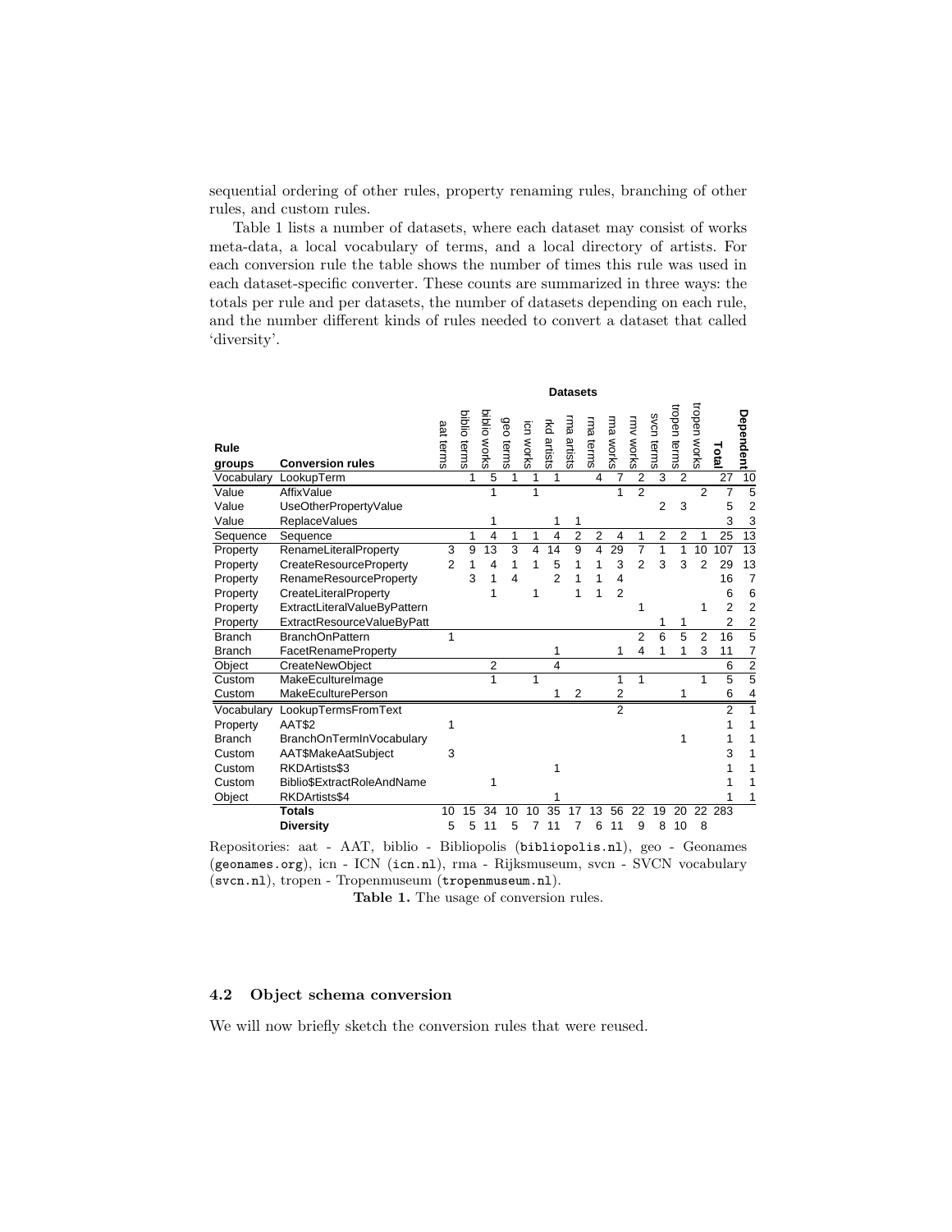sequential ordering of other rules, property renaming rules, branching of other rules, and custom rules.

Table 1 lists a number of datasets, where each dataset may consist of works meta-data, a local vocabulary of terms, and a local directory of artists. For each conversion rule the table shows the number of times this rule was used in each dataset-specific converter. These counts are summarized in three ways: the totals per rule and per datasets, the number of datasets depending on each rule, and the number different kinds of rules needed to convert a dataset that called 'diversity'.

| | | Datasets | | | | | | | | | | | | | | |
|---|---|---|---|---|---|---|---|---|---|---|---|---|---|---|---|---|
| **Rule groups** | **Conversion rules** | aat terms | biblio terms | biblio works | geo terms | icn works | rkd artists | rma artists | rma terms | rma works | rmv works | svcn terms | tropen terms | tropen works | **Total** | **Dependent** |
| Vocabulary | LookupTerm | | 1 | 5 | 1 | 1 | 1 | | 4 | 7 | 2 | 3 | 2 | | 27 | 10 |
| Value | AffixValue | | | 1 | | 1 | | | | 1 | 2 | | | 2 | 7 | 5 |
| Value | UseOtherPropertyValue | | | | | | | | | | | 2 | 3 | | 5 | 2 |
| Value | ReplaceValues | | | 1 | | | 1 | 1 | | | | | | | 3 | 3 |
| Sequence | Sequence | | 1 | 4 | 1 | 1 | 4 | 2 | 2 | 4 | 1 | 2 | 2 | 1 | 25 | 13 |
| Property | RenameLiteralProperty | 3 | 9 | 13 | 3 | 4 | 14 | 9 | 4 | 29 | 7 | 1 | 1 | 10 | 107 | 13 |
| Property | CreateResourceProperty | 2 | 1 | 4 | 1 | 1 | 5 | 1 | 1 | 3 | 2 | 3 | 3 | 2 | 29 | 13 |
| Property | RenameResourceProperty | | 3 | 1 | 4 | | 2 | 1 | 1 | 4 | | | | | 16 | 7 |
| Property | CreateLiteralProperty | | | 1 | | 1 | | 1 | 1 | 2 | | | | | 6 | 6 |
| Property | ExtractLiteralValueByPattern | | | | | | | | | | 1 | | | 1 | 2 | 2 |
| Property | ExtractResourceValueByPatt | | | | | | | | | | | 1 | 1 | | 2 | 2 |
| Branch | BranchOnPattern | 1 | | | | | | | | | 2 | 6 | 5 | 2 | 16 | 5 |
| Branch | FacetRenameProperty | | | | | | 1 | | | 1 | 4 | 1 | 1 | 3 | 11 | 7 |
| Object | CreateNewObject | | | 2 | | | 4 | | | | | | | | 6 | 2 |
| Custom | MakeEcultureImage | | | 1 | | 1 | | | | 1 | 1 | | | 1 | 5 | 5 |
| Custom | MakeEculturePerson | | | | | | 1 | 2 | | 2 | | | 1 | | 6 | 4 |
| Vocabulary | LookupTermsFromText | | | | | | | | | 2 | | | | | 2 | 1 |
| Property | AAT$2 | 1 | | | | | | | | | | | | | 1 | 1 |
| Branch | BranchOnTermInVocabulary | | | | | | | | | | | | 1 | | 1 | 1 |
| Custom | AAT$MakeAatSubject | 3 | | | | | | | | | | | | | 3 | 1 |
| Custom | RKDArtists$3 | | | | | | 1 | | | | | | | | 1 | 1 |
| Custom | Biblio$ExtractRoleAndName | | | 1 | | | | | | | | | | | 1 | 1 |
| Object | RKDArtists$4 | | | | | | 1 | | | | | | | | 1 | 1 |
| | **Totals** | 10 | 15 | 34 | 10 | 10 | 35 | 17 | 13 | 56 | 22 | 19 | 20 | 22 | 283 | |
| | **Diversity** | 5 | 5 | 11 | 5 | 7 | 11 | 7 | 6 | 11 | 9 | 8 | 10 | 8 | | |

Repositories: aat - AAT, biblio - Bibliopolis (bibliopolis.nl), geo - Geonames (geonames.org), icn - ICN (icn.nl), rma - Rijksmuseum, svcn - SVCN vocabulary (svcn.nl), tropen - Tropenmuseum (tropenmuseum.nl).

**Table 1.** The usage of conversion rules.

### 4.2 Object schema conversion

We will now briefly sketch the conversion rules that were reused.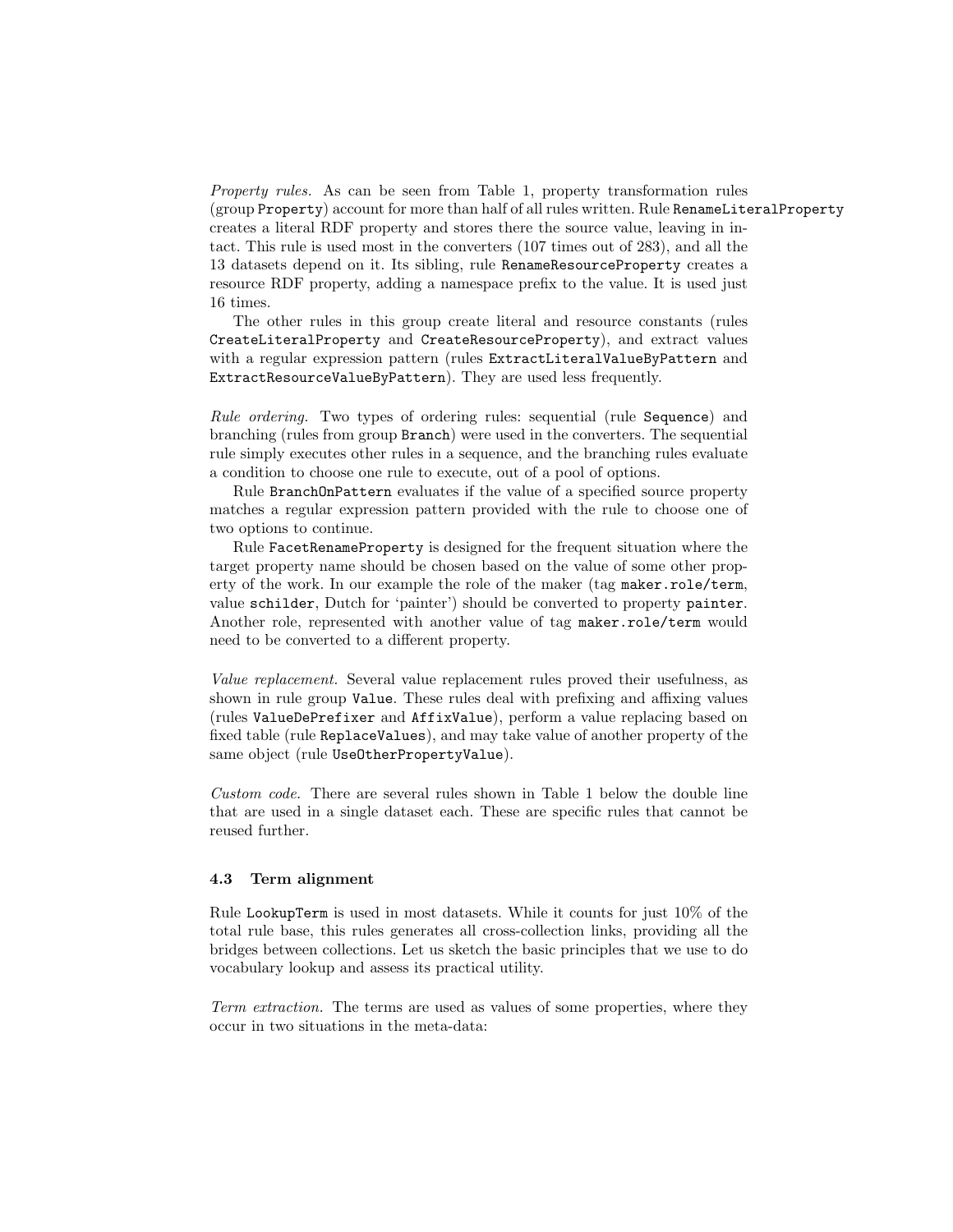*Property rules.* As can be seen from Table 1, property transformation rules (group `Property`) account for more than half of all rules written. Rule `RenameLiteralProperty` creates a literal RDF property and stores there the source value, leaving in-tact. This rule is used most in the converters (107 times out of 283), and all the 13 datasets depend on it. Its sibling, rule `RenameResourceProperty` creates a resource RDF property, adding a namespace prefix to the value. It is used just 16 times.

The other rules in this group create literal and resource constants (rules `CreateLiteralProperty` and `CreateResourceProperty`), and extract values with a regular expression pattern (rules `ExtractLiteralValueByPattern` and `ExtractResourceValueByPattern`). They are used less frequently.

*Rule ordering.* Two types of ordering rules: sequential (rule `Sequence`) and branching (rules from group `Branch`) were used in the converters. The sequential rule simply executes other rules in a sequence, and the branching rules evaluate a condition to choose one rule to execute, out of a pool of options.

Rule `BranchOnPattern` evaluates if the value of a specified source property matches a regular expression pattern provided with the rule to choose one of two options to continue.

Rule `FacetRenameProperty` is designed for the frequent situation where the target property name should be chosen based on the value of some other property of the work. In our example the role of the maker (tag `maker.role/term`, value `schilder`, Dutch for 'painter') should be converted to property `painter`. Another role, represented with another value of tag `maker.role/term` would need to be converted to a different property.

*Value replacement.* Several value replacement rules proved their usefulness, as shown in rule group `Value`. These rules deal with prefixing and affixing values (rules `ValueDePrefixer` and `AffixValue`), perform a value replacing based on fixed table (rule `ReplaceValues`), and may take value of another property of the same object (rule `UseOtherPropertyValue`).

*Custom code.* There are several rules shown in Table 1 below the double line that are used in a single dataset each. These are specific rules that cannot be reused further.

### 4.3 Term alignment

Rule `LookupTerm` is used in most datasets. While it counts for just 10% of the total rule base, this rules generates all cross-collection links, providing all the bridges between collections. Let us sketch the basic principles that we use to do vocabulary lookup and assess its practical utility.

*Term extraction.* The terms are used as values of some properties, where they occur in two situations in the meta-data: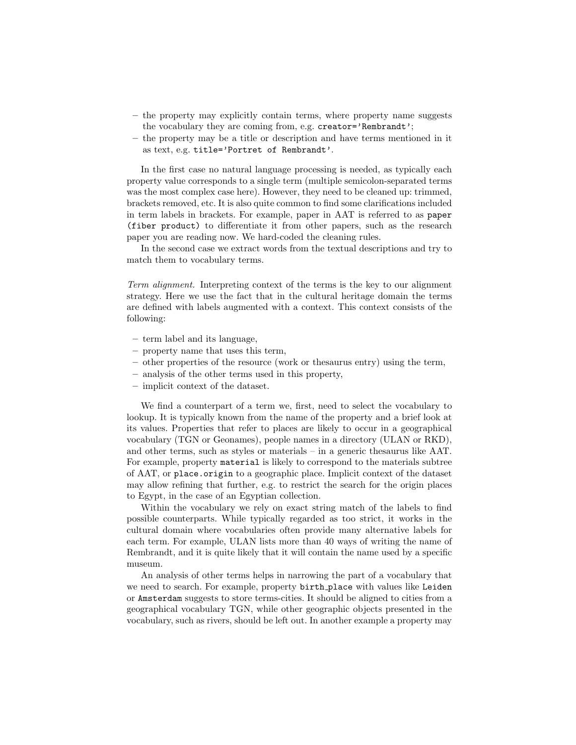– the property may explicitly contain terms, where property name suggests the vocabulary they are coming from, e.g. `creator='Rembrandt'`;
– the property may be a title or description and have terms mentioned in it as text, e.g. `title='Portret of Rembrandt'`.

In the first case no natural language processing is needed, as typically each property value corresponds to a single term (multiple semicolon-separated terms was the most complex case here). However, they need to be cleaned up: trimmed, brackets removed, etc. It is also quite common to find some clarifications included in term labels in brackets. For example, paper in AAT is referred to as `paper (fiber product)` to differentiate it from other papers, such as the research paper you are reading now. We hard-coded the cleaning rules.

In the second case we extract words from the textual descriptions and try to match them to vocabulary terms.

*Term alignment.* Interpreting context of the terms is the key to our alignment strategy. Here we use the fact that in the cultural heritage domain the terms are defined with labels augmented with a context. This context consists of the following:

– term label and its language,
– property name that uses this term,
– other properties of the resource (work or thesaurus entry) using the term,
– analysis of the other terms used in this property,
– implicit context of the dataset.

We find a counterpart of a term we, first, need to select the vocabulary to lookup. It is typically known from the name of the property and a brief look at its values. Properties that refer to places are likely to occur in a geographical vocabulary (TGN or Geonames), people names in a directory (ULAN or RKD), and other terms, such as styles or materials – in a generic thesaurus like AAT. For example, property `material` is likely to correspond to the materials subtree of AAT, or `place.origin` to a geographic place. Implicit context of the dataset may allow refining that further, e.g. to restrict the search for the origin places to Egypt, in the case of an Egyptian collection.

Within the vocabulary we rely on exact string match of the labels to find possible counterparts. While typically regarded as too strict, it works in the cultural domain where vocabularies often provide many alternative labels for each term. For example, ULAN lists more than 40 ways of writing the name of Rembrandt, and it is quite likely that it will contain the name used by a specific museum.

An analysis of other terms helps in narrowing the part of a vocabulary that we need to search. For example, property `birth_place` with values like `Leiden` or `Amsterdam` suggests to store terms-cities. It should be aligned to cities from a geographical vocabulary TGN, while other geographic objects presented in the vocabulary, such as rivers, should be left out. In another example a property may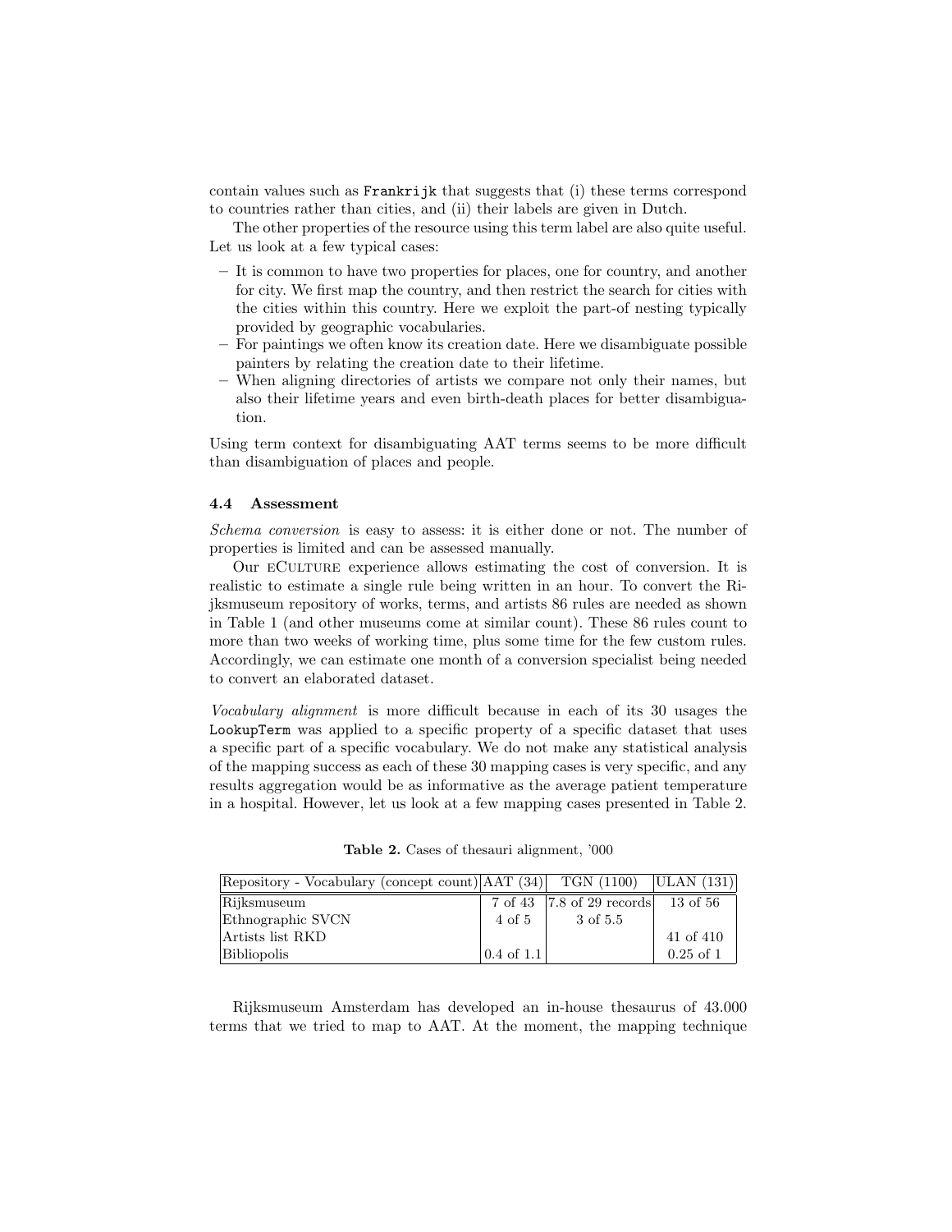contain values such as `Frankrijk` that suggests that (i) these terms correspond to countries rather than cities, and (ii) their labels are given in Dutch.

The other properties of the resource using this term label are also quite useful. Let us look at a few typical cases:

- It is common to have two properties for places, one for country, and another for city. We first map the country, and then restrict the search for cities with the cities within this country. Here we exploit the part-of nesting typically provided by geographic vocabularies.
- For paintings we often know its creation date. Here we disambiguate possible painters by relating the creation date to their lifetime.
- When aligning directories of artists we compare not only their names, but also their lifetime years and even birth-death places for better disambiguation.

Using term context for disambiguating AAT terms seems to be more difficult than disambiguation of places and people.

### 4.4 Assessment

*Schema conversion* is easy to assess: it is either done or not. The number of properties is limited and can be assessed manually.

Our eCulture experience allows estimating the cost of conversion. It is realistic to estimate a single rule being written in an hour. To convert the Rijksmuseum repository of works, terms, and artists 86 rules are needed as shown in Table 1 (and other museums come at similar count). These 86 rules count to more than two weeks of working time, plus some time for the few custom rules. Accordingly, we can estimate one month of a conversion specialist being needed to convert an elaborated dataset.

*Vocabulary alignment* is more difficult because in each of its 30 usages the `LookupTerm` was applied to a specific property of a specific dataset that uses a specific part of a specific vocabulary. We do not make any statistical analysis of the mapping success as each of these 30 mapping cases is very specific, and any results aggregation would be as informative as the average patient temperature in a hospital. However, let us look at a few mapping cases presented in Table 2.

**Table 2.** Cases of thesauri alignment, '000

| Repository - Vocabulary (concept count) | AAT (34) | TGN (1100) | ULAN (131) |
|---|---|---|---|
| Rijksmuseum | 7 of 43 | 7.8 of 29 records | 13 of 56 |
| Ethnographic SVCN | 4 of 5 | 3 of 5.5 | |
| Artists list RKD | | | 41 of 410 |
| Bibliopolis | 0.4 of 1.1 | | 0.25 of 1 |

Rijksmuseum Amsterdam has developed an in-house thesaurus of 43.000 terms that we tried to map to AAT. At the moment, the mapping technique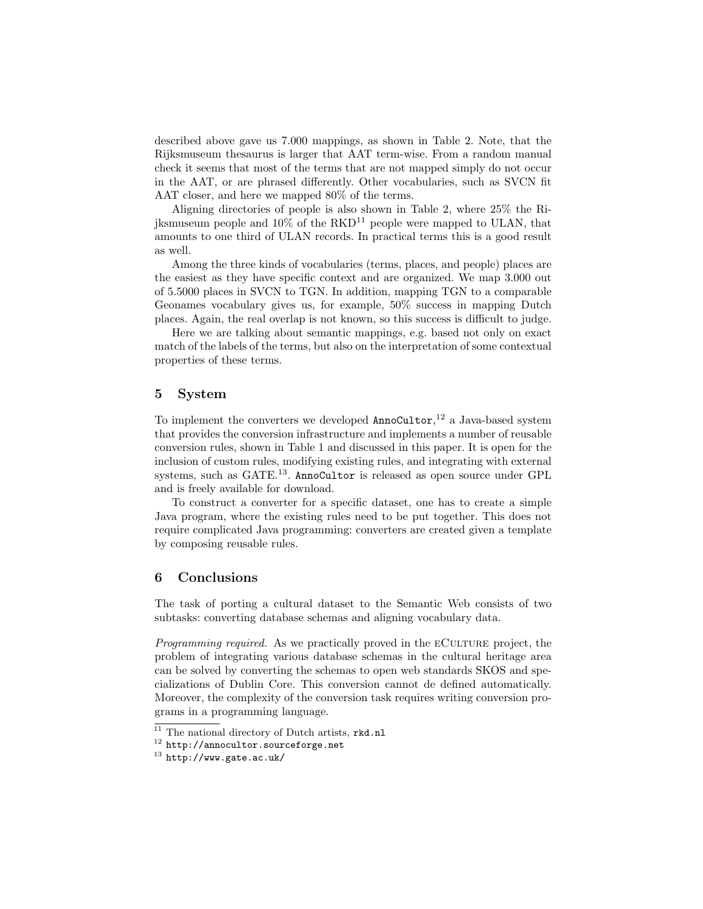described above gave us 7.000 mappings, as shown in Table 2. Note, that the Rijksmuseum thesaurus is larger that AAT term-wise. From a random manual check it seems that most of the terms that are not mapped simply do not occur in the AAT, or are phrased differently. Other vocabularies, such as SVCN fit AAT closer, and here we mapped 80% of the terms.

Aligning directories of people is also shown in Table 2, where 25% the Rijksmuseum people and 10% of the RKD[11] people were mapped to ULAN, that amounts to one third of ULAN records. In practical terms this is a good result as well.

Among the three kinds of vocabularies (terms, places, and people) places are the easiest as they have specific context and are organized. We map 3.000 out of 5.5000 places in SVCN to TGN. In addition, mapping TGN to a comparable Geonames vocabulary gives us, for example, 50% success in mapping Dutch places. Again, the real overlap is not known, so this success is difficult to judge.

Here we are talking about semantic mappings, e.g. based not only on exact match of the labels of the terms, but also on the interpretation of some contextual properties of these terms.

## 5 System

To implement the converters we developed `AnnoCultor`,[12] a Java-based system that provides the conversion infrastructure and implements a number of reusable conversion rules, shown in Table 1 and discussed in this paper. It is open for the inclusion of custom rules, modifying existing rules, and integrating with external systems, such as GATE.[13]. `AnnoCultor` is released as open source under GPL and is freely available for download.

To construct a converter for a specific dataset, one has to create a simple Java program, where the existing rules need to be put together. This does not require complicated Java programming: converters are created given a template by composing reusable rules.

## 6 Conclusions

The task of porting a cultural dataset to the Semantic Web consists of two subtasks: converting database schemas and aligning vocabulary data.

*Programming required.* As we practically proved in the eCulture project, the problem of integrating various database schemas in the cultural heritage area can be solved by converting the schemas to open web standards SKOS and specializations of Dublin Core. This conversion cannot de defined automatically. Moreover, the complexity of the conversion task requires writing conversion programs in a programming language.

[11] The national directory of Dutch artists, `rkd.nl`

[12] `http://annocultor.sourceforge.net`

[13] `http://www.gate.ac.uk/`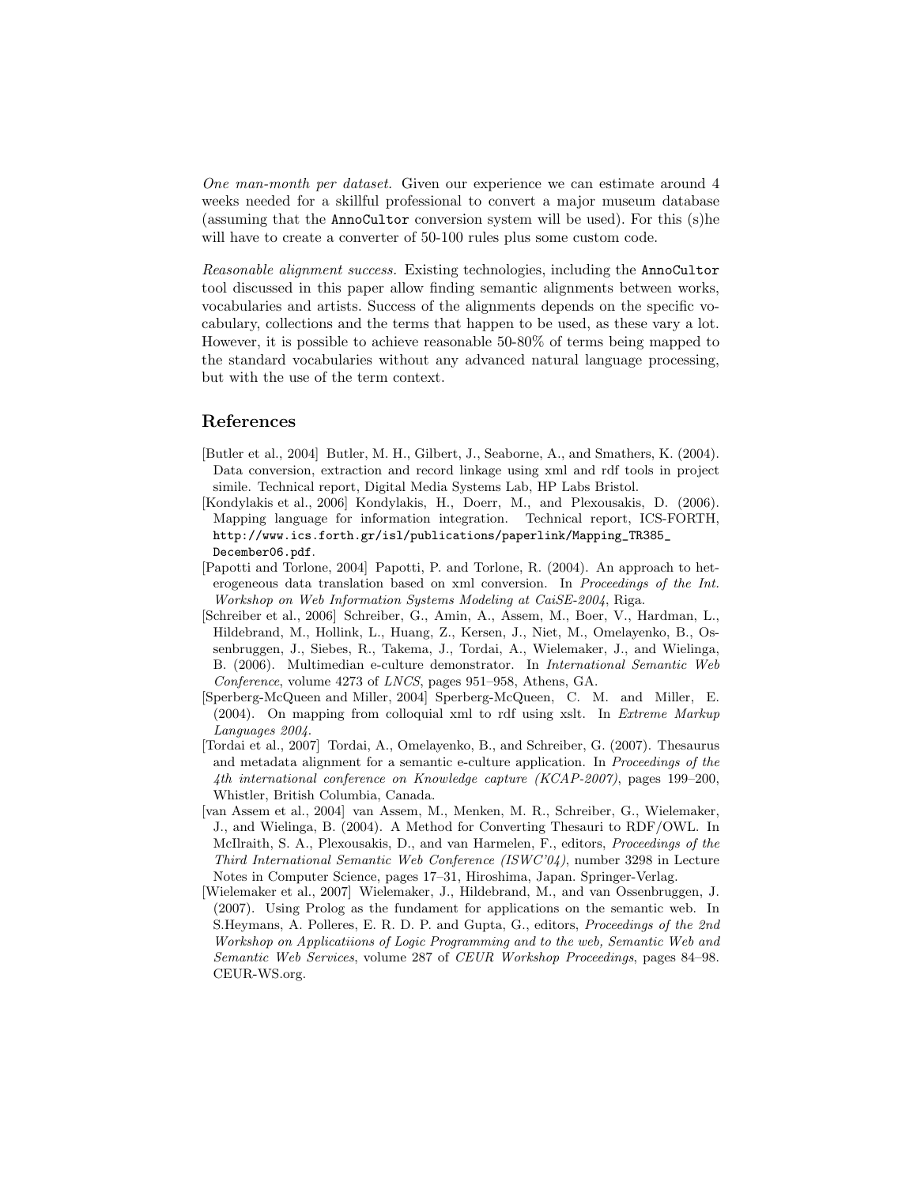*One man-month per dataset.* Given our experience we can estimate around 4 weeks needed for a skillful professional to convert a major museum database (assuming that the `AnnoCultor` conversion system will be used). For this (s)he will have to create a converter of 50-100 rules plus some custom code.

*Reasonable alignment success.* Existing technologies, including the `AnnoCultor` tool discussed in this paper allow finding semantic alignments between works, vocabularies and artists. Success of the alignments depends on the specific vocabulary, collections and the terms that happen to be used, as these vary a lot. However, it is possible to achieve reasonable 50-80% of terms being mapped to the standard vocabularies without any advanced natural language processing, but with the use of the term context.

## References

[Butler et al., 2004] Butler, M. H., Gilbert, J., Seaborne, A., and Smathers, K. (2004). Data conversion, extraction and record linkage using xml and rdf tools in project simile. Technical report, Digital Media Systems Lab, HP Labs Bristol.

[Kondylakis et al., 2006] Kondylakis, H., Doerr, M., and Plexousakis, D. (2006). Mapping language for information integration. Technical report, ICS-FORTH, `http://www.ics.forth.gr/isl/publications/paperlink/Mapping_TR385_December06.pdf`.

[Papotti and Torlone, 2004] Papotti, P. and Torlone, R. (2004). An approach to heterogeneous data translation based on xml conversion. In *Proceedings of the Int. Workshop on Web Information Systems Modeling at CaiSE-2004*, Riga.

[Schreiber et al., 2006] Schreiber, G., Amin, A., Assem, M., Boer, V., Hardman, L., Hildebrand, M., Hollink, L., Huang, Z., Kersen, J., Niet, M., Omelayenko, B., Ossenbruggen, J., Siebes, R., Takema, J., Tordai, A., Wielemaker, J., and Wielinga, B. (2006). Multimedian e-culture demonstrator. In *International Semantic Web Conference*, volume 4273 of *LNCS*, pages 951–958, Athens, GA.

[Sperberg-McQueen and Miller, 2004] Sperberg-McQueen, C. M. and Miller, E. (2004). On mapping from colloquial xml to rdf using xslt. In *Extreme Markup Languages 2004*.

[Tordai et al., 2007] Tordai, A., Omelayenko, B., and Schreiber, G. (2007). Thesaurus and metadata alignment for a semantic e-culture application. In *Proceedings of the 4th international conference on Knowledge capture (KCAP-2007)*, pages 199–200, Whistler, British Columbia, Canada.

[van Assem et al., 2004] van Assem, M., Menken, M. R., Schreiber, G., Wielemaker, J., and Wielinga, B. (2004). A Method for Converting Thesauri to RDF/OWL. In McIlraith, S. A., Plexousakis, D., and van Harmelen, F., editors, *Proceedings of the Third International Semantic Web Conference (ISWC'04)*, number 3298 in Lecture Notes in Computer Science, pages 17–31, Hiroshima, Japan. Springer-Verlag.

[Wielemaker et al., 2007] Wielemaker, J., Hildebrand, M., and van Ossenbruggen, J. (2007). Using Prolog as the fundament for applications on the semantic web. In S.Heymans, A. Polleres, E. R. D. P. and Gupta, G., editors, *Proceedings of the 2nd Workshop on Applicatiions of Logic Programming and to the web, Semantic Web and Semantic Web Services*, volume 287 of *CEUR Workshop Proceedings*, pages 84–98. CEUR-WS.org.